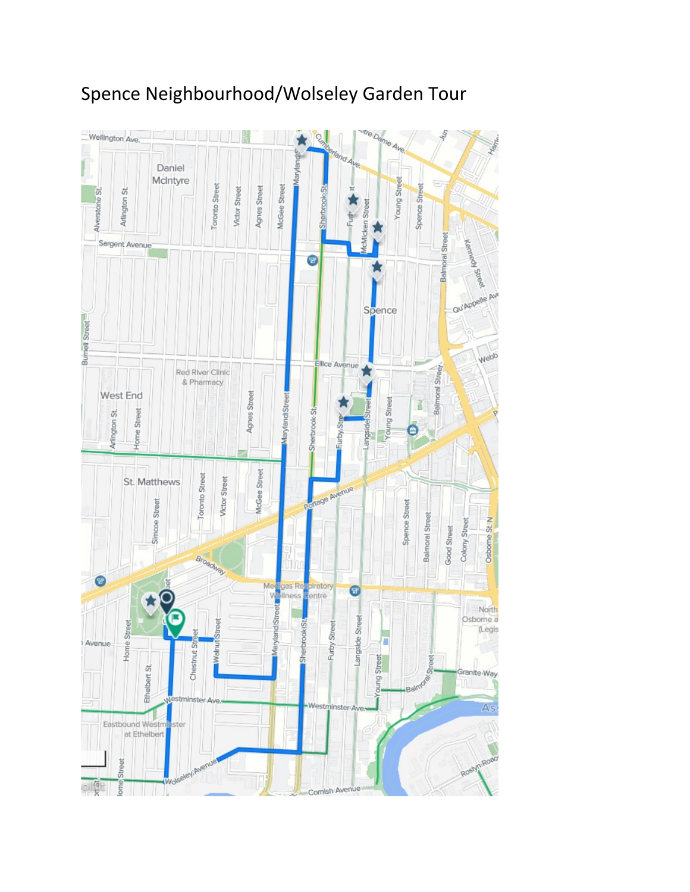# Spence Neighbourhood/Wolseley Garden Tour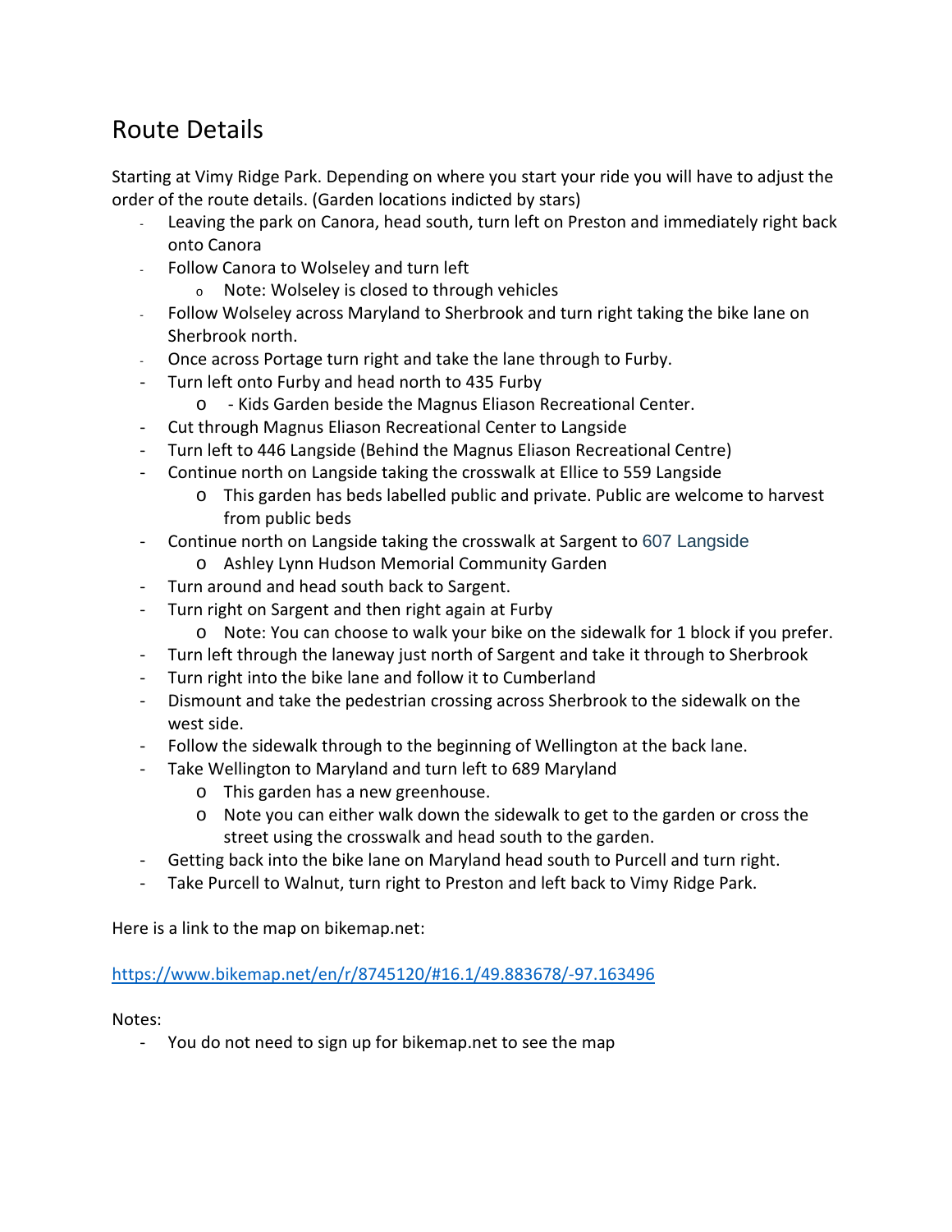## Route Details

Starting at Vimy Ridge Park. Depending on where you start your ride you will have to adjust the order of the route details. (Garden locations indicted by stars)

- Leaving the park on Canora, head south, turn left on Preston and immediately right back onto Canora
- Follow Canora to Wolseley and turn left
  - Note: Wolseley is closed to through vehicles
- Follow Wolseley across Maryland to Sherbrook and turn right taking the bike lane on Sherbrook north.
- Once across Portage turn right and take the lane through to Furby.
- Turn left onto Furby and head north to 435 Furby
  - - Kids Garden beside the Magnus Eliason Recreational Center.
- Cut through Magnus Eliason Recreational Center to Langside
- Turn left to 446 Langside (Behind the Magnus Eliason Recreational Centre)
- Continue north on Langside taking the crosswalk at Ellice to 559 Langside
  - This garden has beds labelled public and private. Public are welcome to harvest from public beds
- Continue north on Langside taking the crosswalk at Sargent to 607 Langside
  - Ashley Lynn Hudson Memorial Community Garden
- Turn around and head south back to Sargent.
- Turn right on Sargent and then right again at Furby
  - Note: You can choose to walk your bike on the sidewalk for 1 block if you prefer.
- Turn left through the laneway just north of Sargent and take it through to Sherbrook
- Turn right into the bike lane and follow it to Cumberland
- Dismount and take the pedestrian crossing across Sherbrook to the sidewalk on the west side.
- Follow the sidewalk through to the beginning of Wellington at the back lane.
- Take Wellington to Maryland and turn left to 689 Maryland
  - This garden has a new greenhouse.
  - Note you can either walk down the sidewalk to get to the garden or cross the street using the crosswalk and head south to the garden.
- Getting back into the bike lane on Maryland head south to Purcell and turn right.
- Take Purcell to Walnut, turn right to Preston and left back to Vimy Ridge Park.

Here is a link to the map on bikemap.net:

https://www.bikemap.net/en/r/8745120/#16.1/49.883678/-97.163496

Notes:

- You do not need to sign up for bikemap.net to see the map